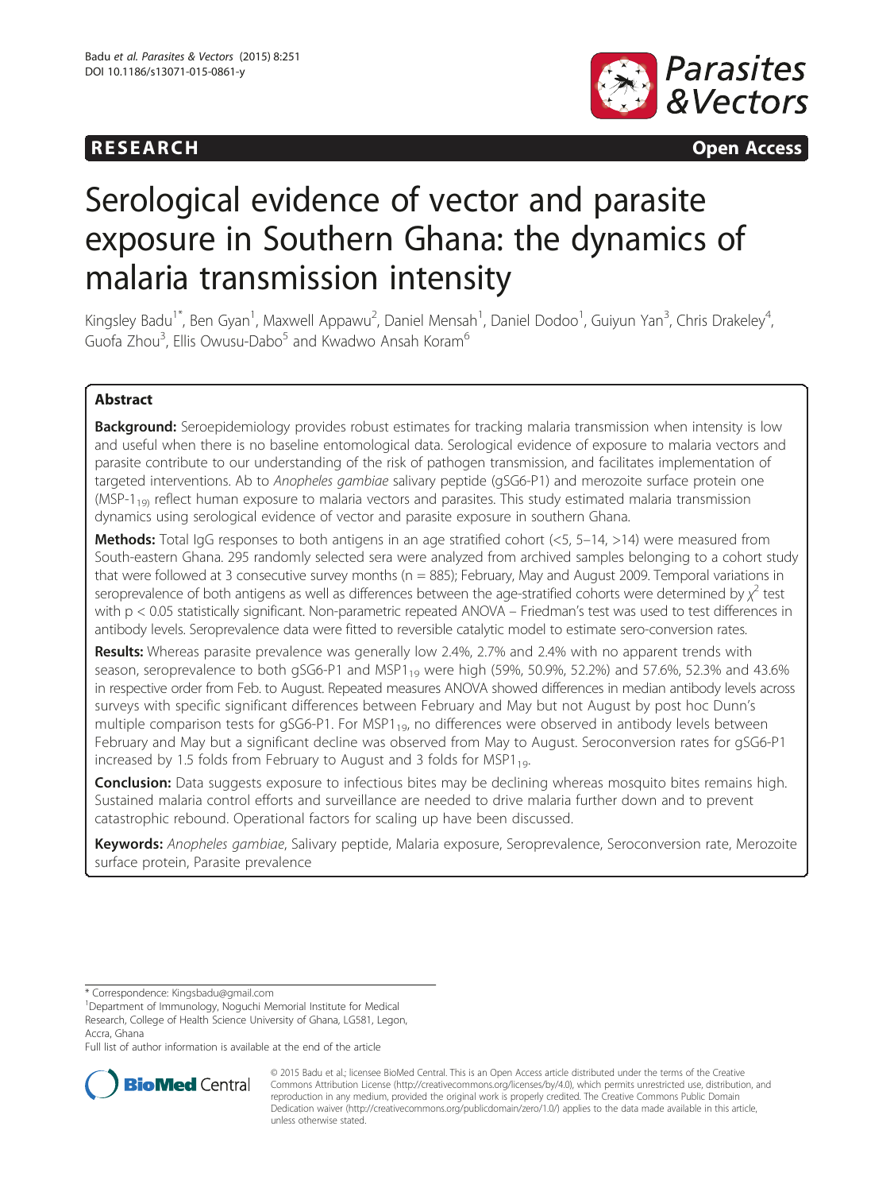RESEARCH Open Access

# Serological evidence of vector and parasite exposure in Southern Ghana: the dynamics of malaria transmission intensity

Kingsley Badu[1*], Ben Gyan[1], Maxwell Appawu[2], Daniel Mensah[1], Daniel Dodoo[1], Guiyun Yan[3], Chris Drakeley[4], Guofa Zhou[3], Ellis Owusu-Dabo[5] and Kwadwo Ansah Koram[6]

## Abstract

**Background:** Seroepidemiology provides robust estimates for tracking malaria transmission when intensity is low and useful when there is no baseline entomological data. Serological evidence of exposure to malaria vectors and parasite contribute to our understanding of the risk of pathogen transmission, and facilitates implementation of targeted interventions. Ab to *Anopheles gambiae* salivary peptide (gSG6-P1) and merozoite surface protein one ($MSP\text{-}1_{19}$) reflect human exposure to malaria vectors and parasites. This study estimated malaria transmission dynamics using serological evidence of vector and parasite exposure in southern Ghana.

**Methods:** Total IgG responses to both antigens in an age stratified cohort (<5, 5–14, >14) were measured from South-eastern Ghana. 295 randomly selected sera were analyzed from archived samples belonging to a cohort study that were followed at 3 consecutive survey months (n = 885); February, May and August 2009. Temporal variations in seroprevalence of both antigens as well as differences between the age-stratified cohorts were determined by $\chi^2$ test with $p < 0.05$ statistically significant. Non-parametric repeated ANOVA – Friedman's test was used to test differences in antibody levels. Seroprevalence data were fitted to reversible catalytic model to estimate sero-conversion rates.

**Results:** Whereas parasite prevalence was generally low 2.4%, 2.7% and 2.4% with no apparent trends with season, seroprevalence to both gSG6-P1 and $MSP1_{19}$ were high (59%, 50.9%, 52.2%) and 57.6%, 52.3% and 43.6% in respective order from Feb. to August. Repeated measures ANOVA showed differences in median antibody levels across surveys with specific significant differences between February and May but not August by post hoc Dunn's multiple comparison tests for gSG6-P1. For $MSP1_{19}$, no differences were observed in antibody levels between February and May but a significant decline was observed from May to August. Seroconversion rates for gSG6-P1 increased by 1.5 folds from February to August and 3 folds for $MSP1_{19}$.

**Conclusion:** Data suggests exposure to infectious bites may be declining whereas mosquito bites remains high. Sustained malaria control efforts and surveillance are needed to drive malaria further down and to prevent catastrophic rebound. Operational factors for scaling up have been discussed.

**Keywords:** *Anopheles gambiae*, Salivary peptide, Malaria exposure, Seroprevalence, Seroconversion rate, Merozoite surface protein, Parasite prevalence

\* Correspondence: Kingsbadu@gmail.com

[1]Department of Immunology, Noguchi Memorial Institute for Medical Research, College of Health Science University of Ghana, LG581, Legon, Accra, Ghana

Full list of author information is available at the end of the article

© 2015 Badu et al.; licensee BioMed Central. This is an Open Access article distributed under the terms of the Creative Commons Attribution License (http://creativecommons.org/licenses/by/4.0), which permits unrestricted use, distribution, and reproduction in any medium, provided the original work is properly credited. The Creative Commons Public Domain Dedication waiver (http://creativecommons.org/publicdomain/zero/1.0/) applies to the data made available in this article, unless otherwise stated.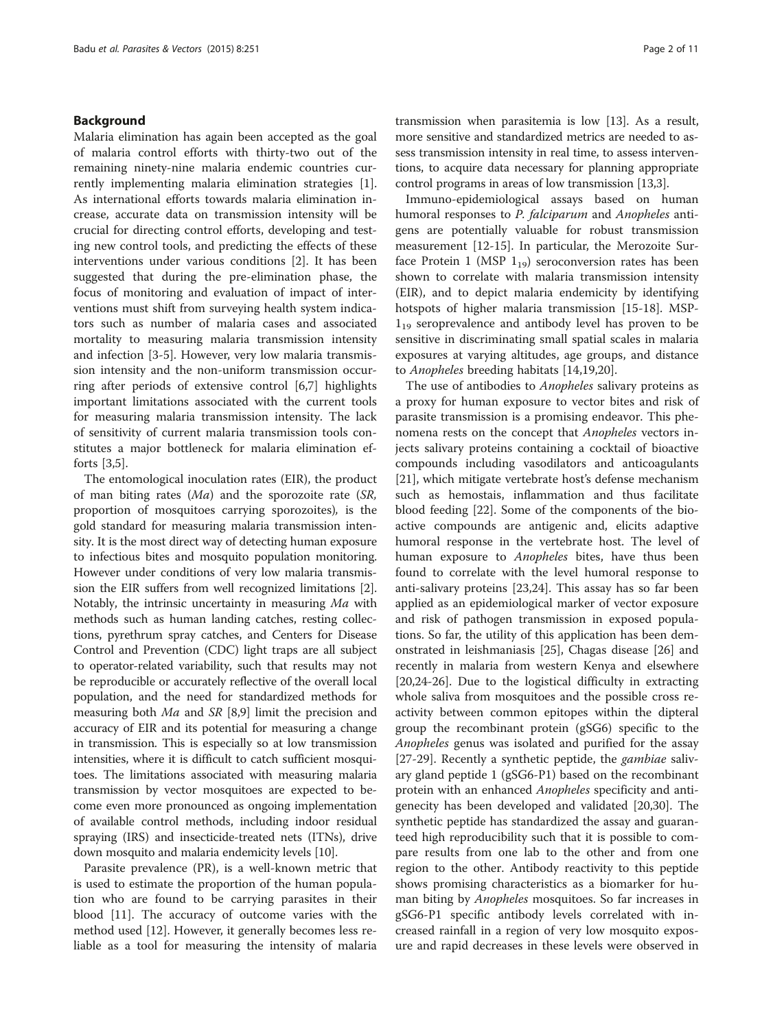## Background

Malaria elimination has again been accepted as the goal of malaria control efforts with thirty-two out of the remaining ninety-nine malaria endemic countries currently implementing malaria elimination strategies [1]. As international efforts towards malaria elimination increase, accurate data on transmission intensity will be crucial for directing control efforts, developing and testing new control tools, and predicting the effects of these interventions under various conditions [2]. It has been suggested that during the pre-elimination phase, the focus of monitoring and evaluation of impact of interventions must shift from surveying health system indicators such as number of malaria cases and associated mortality to measuring malaria transmission intensity and infection [3-5]. However, very low malaria transmission intensity and the non-uniform transmission occurring after periods of extensive control [6,7] highlights important limitations associated with the current tools for measuring malaria transmission intensity. The lack of sensitivity of current malaria transmission tools constitutes a major bottleneck for malaria elimination efforts [3,5].

The entomological inoculation rates (EIR), the product of man biting rates (*Ma*) and the sporozoite rate (*SR*, proportion of mosquitoes carrying sporozoites), is the gold standard for measuring malaria transmission intensity. It is the most direct way of detecting human exposure to infectious bites and mosquito population monitoring. However under conditions of very low malaria transmission the EIR suffers from well recognized limitations [2]. Notably, the intrinsic uncertainty in measuring *Ma* with methods such as human landing catches, resting collections, pyrethrum spray catches, and Centers for Disease Control and Prevention (CDC) light traps are all subject to operator-related variability, such that results may not be reproducible or accurately reflective of the overall local population, and the need for standardized methods for measuring both *Ma* and *SR* [8,9] limit the precision and accuracy of EIR and its potential for measuring a change in transmission. This is especially so at low transmission intensities, where it is difficult to catch sufficient mosquitoes. The limitations associated with measuring malaria transmission by vector mosquitoes are expected to become even more pronounced as ongoing implementation of available control methods, including indoor residual spraying (IRS) and insecticide-treated nets (ITNs), drive down mosquito and malaria endemicity levels [10].

Parasite prevalence (PR), is a well-known metric that is used to estimate the proportion of the human population who are found to be carrying parasites in their blood [11]. The accuracy of outcome varies with the method used [12]. However, it generally becomes less reliable as a tool for measuring the intensity of malaria transmission when parasitemia is low [13]. As a result, more sensitive and standardized metrics are needed to assess transmission intensity in real time, to assess interventions, to acquire data necessary for planning appropriate control programs in areas of low transmission [13,3].

Immuno-epidemiological assays based on human humoral responses to *P. falciparum* and *Anopheles* antigens are potentially valuable for robust transmission measurement [12-15]. In particular, the Merozoite Surface Protein 1 (MSP $1_{19}$) seroconversion rates has been shown to correlate with malaria transmission intensity (EIR), and to depict malaria endemicity by identifying hotspots of higher malaria transmission [15-18]. MSP-$1_{19}$ seroprevalence and antibody level has proven to be sensitive in discriminating small spatial scales in malaria exposures at varying altitudes, age groups, and distance to *Anopheles* breeding habitats [14,19,20].

The use of antibodies to *Anopheles* salivary proteins as a proxy for human exposure to vector bites and risk of parasite transmission is a promising endeavor. This phenomena rests on the concept that *Anopheles* vectors injects salivary proteins containing a cocktail of bioactive compounds including vasodilators and anticoagulants [21], which mitigate vertebrate host's defense mechanism such as hemostais, inflammation and thus facilitate blood feeding [22]. Some of the components of the bioactive compounds are antigenic and, elicits adaptive humoral response in the vertebrate host. The level of human exposure to *Anopheles* bites, have thus been found to correlate with the level humoral response to anti-salivary proteins [23,24]. This assay has so far been applied as an epidemiological marker of vector exposure and risk of pathogen transmission in exposed populations. So far, the utility of this application has been demonstrated in leishmaniasis [25], Chagas disease [26] and recently in malaria from western Kenya and elsewhere [20,24-26]. Due to the logistical difficulty in extracting whole saliva from mosquitoes and the possible cross reactivity between common epitopes within the dipteral group the recombinant protein (gSG6) specific to the *Anopheles* genus was isolated and purified for the assay [27-29]. Recently a synthetic peptide, the *gambiae* salivary gland peptide 1 (gSG6-P1) based on the recombinant protein with an enhanced *Anopheles* specificity and antigenecity has been developed and validated [20,30]. The synthetic peptide has standardized the assay and guaranteed high reproducibility such that it is possible to compare results from one lab to the other and from one region to the other. Antibody reactivity to this peptide shows promising characteristics as a biomarker for human biting by *Anopheles* mosquitoes. So far increases in gSG6-P1 specific antibody levels correlated with increased rainfall in a region of very low mosquito exposure and rapid decreases in these levels were observed in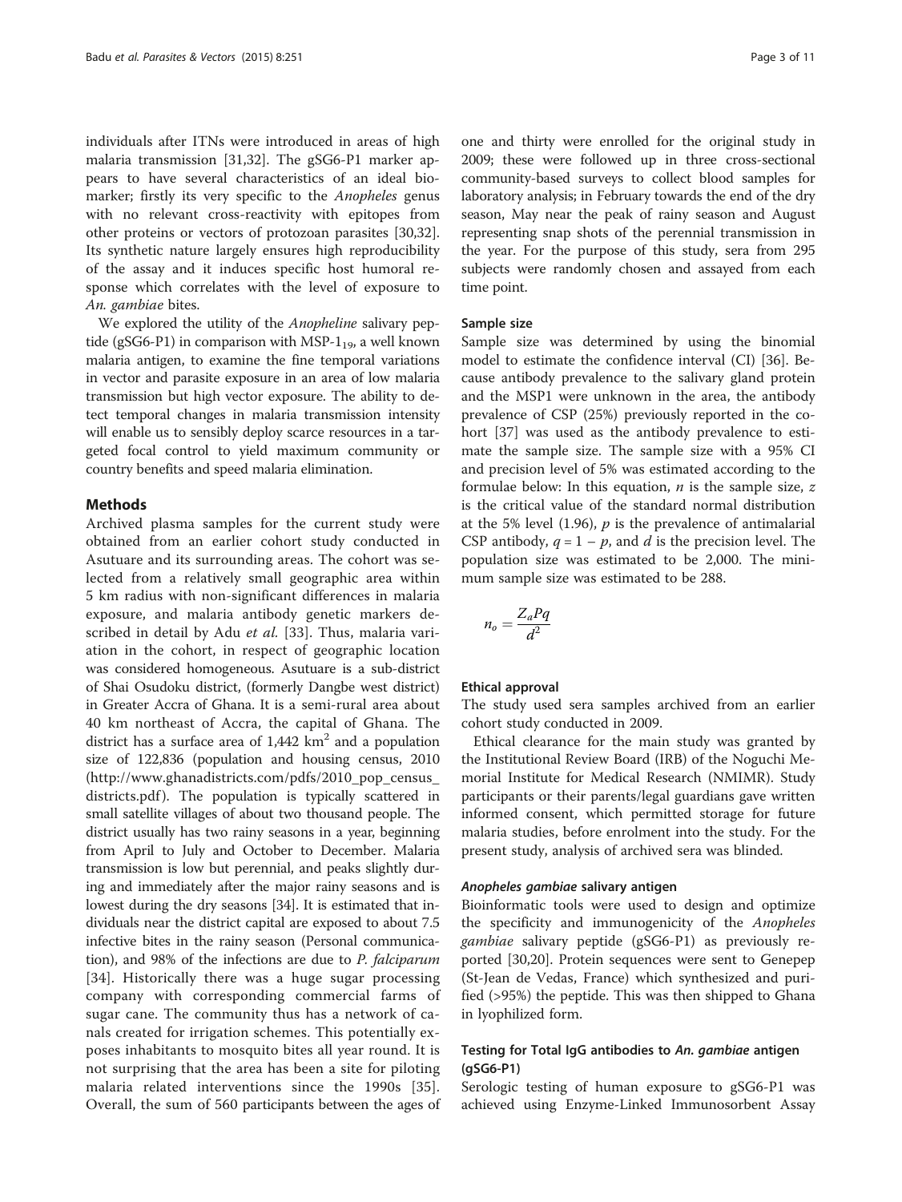individuals after ITNs were introduced in areas of high malaria transmission [31,32]. The gSG6-P1 marker appears to have several characteristics of an ideal biomarker; firstly its very specific to the *Anopheles* genus with no relevant cross-reactivity with epitopes from other proteins or vectors of protozoan parasites [30,32]. Its synthetic nature largely ensures high reproducibility of the assay and it induces specific host humoral response which correlates with the level of exposure to *An. gambiae* bites.

We explored the utility of the *Anopheline* salivary peptide (gSG6-P1) in comparison with $MSP\text{-}1_{19}$, a well known malaria antigen, to examine the fine temporal variations in vector and parasite exposure in an area of low malaria transmission but high vector exposure. The ability to detect temporal changes in malaria transmission intensity will enable us to sensibly deploy scarce resources in a targeted focal control to yield maximum community or country benefits and speed malaria elimination.

## Methods

Archived plasma samples for the current study were obtained from an earlier cohort study conducted in Asutuare and its surrounding areas. The cohort was selected from a relatively small geographic area within 5 km radius with non-significant differences in malaria exposure, and malaria antibody genetic markers described in detail by Adu *et al.* [33]. Thus, malaria variation in the cohort, in respect of geographic location was considered homogeneous. Asutuare is a sub-district of Shai Osudoku district, (formerly Dangbe west district) in Greater Accra of Ghana. It is a semi-rural area about 40 km northeast of Accra, the capital of Ghana. The district has a surface area of 1,442 $km^2$ and a population size of 122,836 (population and housing census, 2010 (http://www.ghanadistricts.com/pdfs/2010_pop_census_districts.pdf). The population is typically scattered in small satellite villages of about two thousand people. The district usually has two rainy seasons in a year, beginning from April to July and October to December. Malaria transmission is low but perennial, and peaks slightly during and immediately after the major rainy seasons and is lowest during the dry seasons [34]. It is estimated that individuals near the district capital are exposed to about 7.5 infective bites in the rainy season (Personal communication), and 98% of the infections are due to *P. falciparum* [34]. Historically there was a huge sugar processing company with corresponding commercial farms of sugar cane. The community thus has a network of canals created for irrigation schemes. This potentially exposes inhabitants to mosquito bites all year round. It is not surprising that the area has been a site for piloting malaria related interventions since the 1990s [35]. Overall, the sum of 560 participants between the ages of one and thirty were enrolled for the original study in 2009; these were followed up in three cross-sectional community-based surveys to collect blood samples for laboratory analysis; in February towards the end of the dry season, May near the peak of rainy season and August representing snap shots of the perennial transmission in the year. For the purpose of this study, sera from 295 subjects were randomly chosen and assayed from each time point.

### Sample size

Sample size was determined by using the binomial model to estimate the confidence interval (CI) [36]. Because antibody prevalence to the salivary gland protein and the MSP1 were unknown in the area, the antibody prevalence of CSP (25%) previously reported in the cohort [37] was used as the antibody prevalence to estimate the sample size. The sample size with a 95% CI and precision level of 5% was estimated according to the formulae below: In this equation, $n$ is the sample size, $z$ is the critical value of the standard normal distribution at the 5% level (1.96), $p$ is the prevalence of antimalarial CSP antibody, $q = 1 - p$, and $d$ is the precision level. The population size was estimated to be 2,000. The minimum sample size was estimated to be 288.

$$n_o = \frac{Z_a P q}{d^2}$$

### Ethical approval

The study used sera samples archived from an earlier cohort study conducted in 2009.

Ethical clearance for the main study was granted by the Institutional Review Board (IRB) of the Noguchi Memorial Institute for Medical Research (NMIMR). Study participants or their parents/legal guardians gave written informed consent, which permitted storage for future malaria studies, before enrolment into the study. For the present study, analysis of archived sera was blinded.

#### *Anopheles gambiae* salivary antigen

Bioinformatic tools were used to design and optimize the specificity and immunogenicity of the *Anopheles gambiae* salivary peptide (gSG6-P1) as previously reported [30,20]. Protein sequences were sent to Genepep (St-Jean de Vedas, France) which synthesized and purified (>95%) the peptide. This was then shipped to Ghana in lyophilized form.

### Testing for Total IgG antibodies to *An. gambiae* antigen (gSG6-P1)

Serologic testing of human exposure to gSG6-P1 was achieved using Enzyme-Linked Immunosorbent Assay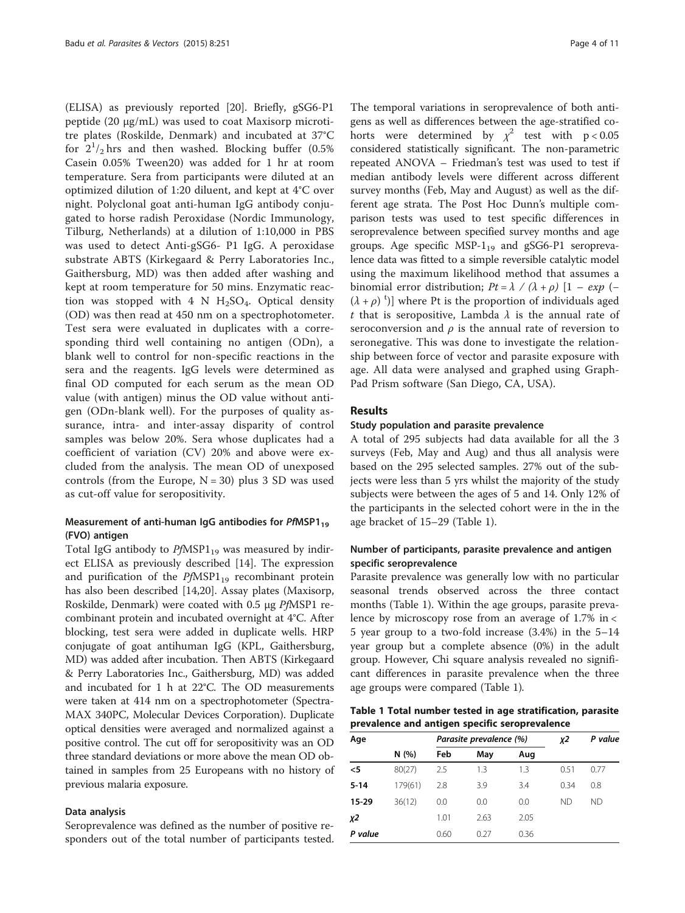(ELISA) as previously reported [20]. Briefly, gSG6-P1 peptide (20 μg/mL) was used to coat Maxisorp microtitre plates (Roskilde, Denmark) and incubated at 37°C for $2^1/_2$ hrs and then washed. Blocking buffer (0.5% Casein 0.05% Tween20) was added for 1 hr at room temperature. Sera from participants were diluted at an optimized dilution of 1:20 diluent, and kept at 4°C over night. Polyclonal goat anti-human IgG antibody conjugated to horse radish Peroxidase (Nordic Immunology, Tilburg, Netherlands) at a dilution of 1:10,000 in PBS was used to detect Anti-gSG6- P1 IgG. A peroxidase substrate ABTS (Kirkegaard & Perry Laboratories Inc., Gaithersburg, MD) was then added after washing and kept at room temperature for 50 mins. Enzymatic reaction was stopped with 4 N $H_2SO_4$. Optical density (OD) was then read at 450 nm on a spectrophotometer. Test sera were evaluated in duplicates with a corresponding third well containing no antigen (ODn), a blank well to control for non-specific reactions in the sera and the reagents. IgG levels were determined as final OD computed for each serum as the mean OD value (with antigen) minus the OD value without antigen (ODn-blank well). For the purposes of quality assurance, intra- and inter-assay disparity of control samples was below 20%. Sera whose duplicates had a coefficient of variation (CV) 20% and above were excluded from the analysis. The mean OD of unexposed controls (from the Europe, N = 30) plus 3 SD was used as cut-off value for seropositivity.

### Measurement of anti-human IgG antibodies for *Pf*MSP1$_{19}$ (FVO) antigen

Total IgG antibody to *Pf*MSP1$_{19}$ was measured by indirect ELISA as previously described [14]. The expression and purification of the *Pf*MSP1$_{19}$ recombinant protein has also been described [14,20]. Assay plates (Maxisorp, Roskilde, Denmark) were coated with 0.5 μg *Pf*MSP1 recombinant protein and incubated overnight at 4°C. After blocking, test sera were added in duplicate wells. HRP conjugate of goat antihuman IgG (KPL, Gaithersburg, MD) was added after incubation. Then ABTS (Kirkegaard & Perry Laboratories Inc., Gaithersburg, MD) was added and incubated for 1 h at 22°C. The OD measurements were taken at 414 nm on a spectrophotometer (SpectraMAX 340PC, Molecular Devices Corporation). Duplicate optical densities were averaged and normalized against a positive control. The cut off for seropositivity was an OD three standard deviations or more above the mean OD obtained in samples from 25 Europeans with no history of previous malaria exposure.

### Data analysis

Seroprevalence was defined as the number of positive responders out of the total number of participants tested. The temporal variations in seroprevalence of both antigens as well as differences between the age-stratified cohorts were determined by $\chi^2$ test with $p < 0.05$ considered statistically significant. The non-parametric repeated ANOVA – Friedman's test was used to test if median antibody levels were different across different survey months (Feb, May and August) as well as the different age strata. The Post Hoc Dunn's multiple comparison tests was used to test specific differences in seroprevalence between specified survey months and age groups. Age specific MSP-1$_{19}$ and gSG6-P1 seroprevalence data was fitted to a simple reversible catalytic model using the maximum likelihood method that assumes a binomial error distribution; $Pt = \lambda \ / \ (\lambda + \rho) \ [1 - exp \ (-(\lambda + \rho) \ ^t)]$ where Pt is the proportion of individuals aged $t$ that is seropositive, Lambda $\lambda$ is the annual rate of seroconversion and $\rho$ is the annual rate of reversion to seronegative. This was done to investigate the relationship between force of vector and parasite exposure with age. All data were analysed and graphed using GraphPad Prism software (San Diego, CA, USA).

## Results

### Study population and parasite prevalence

A total of 295 subjects had data available for all the 3 surveys (Feb, May and Aug) and thus all analysis were based on the 295 selected samples. 27% out of the subjects were less than 5 yrs whilst the majority of the study subjects were between the ages of 5 and 14. Only 12% of the participants in the selected cohort were in the in the age bracket of 15–29 (Table 1).

### Number of participants, parasite prevalence and antigen specific seroprevalence

Parasite prevalence was generally low with no particular seasonal trends observed across the three contact months (Table 1). Within the age groups, parasite prevalence by microscopy rose from an average of 1.7% in < 5 year group to a two-fold increase (3.4%) in the 5–14 year group but a complete absence (0%) in the adult group. However, Chi square analysis revealed no significant differences in parasite prevalence when the three age groups were compared (Table 1).

**Table 1 Total number tested in age stratification, parasite prevalence and antigen specific seroprevalence**

| Age | | *Parasite prevalence (%)* | | | χ2 | P value |
|---|---|---|---|---|---|---|
| | N (%) | Feb | May | Aug | | |
| **<5** | 80(27) | 2.5 | 1.3 | 1.3 | 0.51 | 0.77 |
| **5-14** | 179(61) | 2.8 | 3.9 | 3.4 | 0.34 | 0.8 |
| **15-29** | 36(12) | 0.0 | 0.0 | 0.0 | ND | ND |
| ***χ2*** | | 1.01 | 2.63 | 2.05 | | |
| ***P value*** | | 0.60 | 0.27 | 0.36 | | |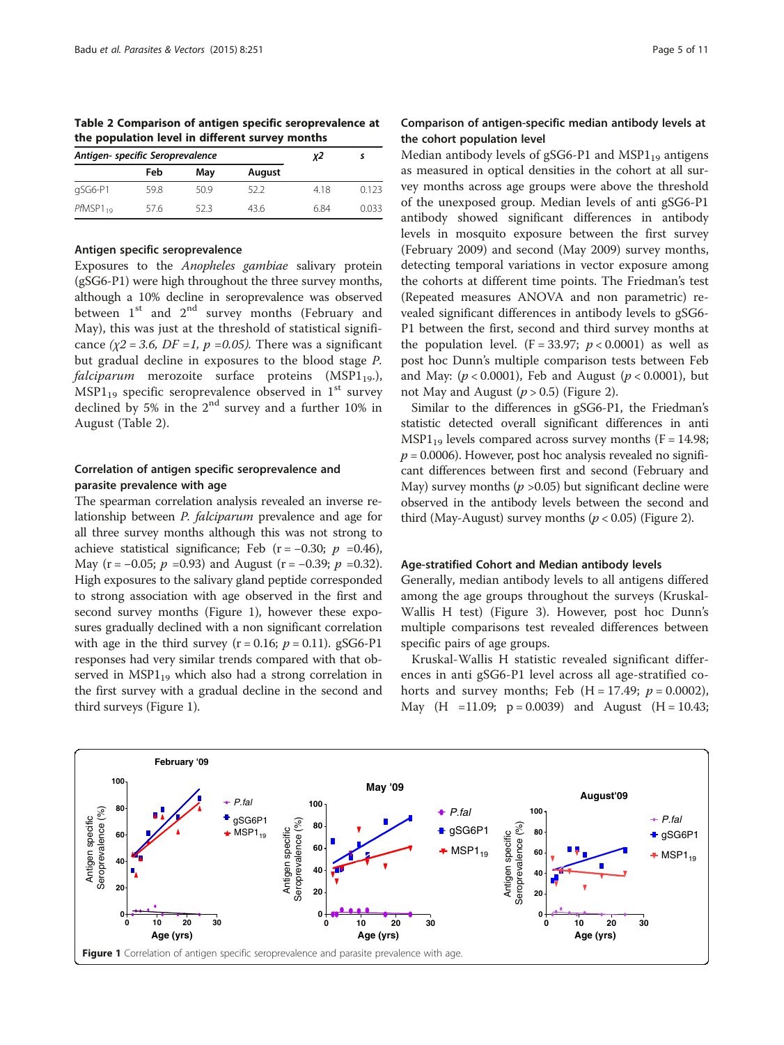**Table 2 Comparison of antigen specific seroprevalence at the population level in different survey months**

| Antigen- specific Seroprevalence | | | | $\chi 2$ | s |
|---|---|---|---|---|---|
| | Feb | May | August | | |
| gSG6-P1 | 59.8 | 50.9 | 52.2 | 4.18 | 0.123 |
| *Pf*MSP$1_{19}$ | 57.6 | 52.3 | 43.6 | 6.84 | 0.033 |

### Antigen specific seroprevalence

Exposures to the *Anopheles gambiae* salivary protein (gSG6-P1) were high throughout the three survey months, although a 10% decline in seroprevalence was observed between 1st and 2nd survey months (February and May), this was just at the threshold of statistical significance ($\chi 2 = 3.6$, $DF = 1$, $p = 0.05$). There was a significant but gradual decline in exposures to the blood stage *P. falciparum* merozoite surface proteins (MSP$1_{19}$.), MSP$1_{19}$ specific seroprevalence observed in 1st survey declined by 5% in the 2nd survey and a further 10% in August (Table 2).

### Correlation of antigen specific seroprevalence and parasite prevalence with age

The spearman correlation analysis revealed an inverse relationship between *P. falciparum* prevalence and age for all three survey months although this was not strong to achieve statistical significance; Feb ($r = -0.30$; $p = 0.46$), May ($r = -0.05$; $p = 0.93$) and August ($r = -0.39$; $p = 0.32$). High exposures to the salivary gland peptide corresponded to strong association with age observed in the first and second survey months (Figure 1), however these exposures gradually declined with a non significant correlation with age in the third survey ($r = 0.16$; $p = 0.11$). gSG6-P1 responses had very similar trends compared with that observed in MSP$1_{19}$ which also had a strong correlation in the first survey with a gradual decline in the second and third surveys (Figure 1).

### Comparison of antigen-specific median antibody levels at the cohort population level

Median antibody levels of gSG6-P1 and MSP$1_{19}$ antigens as measured in optical densities in the cohort at all survey months across age groups were above the threshold of the unexposed group. Median levels of anti gSG6-P1 antibody showed significant differences in antibody levels in mosquito exposure between the first survey (February 2009) and second (May 2009) survey months, detecting temporal variations in vector exposure among the cohorts at different time points. The Friedman's test (Repeated measures ANOVA and non parametric) revealed significant differences in antibody levels to gSG6-P1 between the first, second and third survey months at the population level. ($F = 33.97$; $p < 0.0001$) as well as post hoc Dunn's multiple comparison tests between Feb and May: ($p < 0.0001$), Feb and August ($p < 0.0001$), but not May and August ($p > 0.5$) (Figure 2).

Similar to the differences in gSG6-P1, the Friedman's statistic detected overall significant differences in anti MSP$1_{19}$ levels compared across survey months ($F = 14.98$; $p = 0.0006$). However, post hoc analysis revealed no significant differences between first and second (February and May) survey months ($p > 0.05$) but significant decline were observed in the antibody levels between the second and third (May-August) survey months ($p < 0.05$) (Figure 2).

### Age-stratified Cohort and Median antibody levels

Generally, median antibody levels to all antigens differed among the age groups throughout the surveys (Kruskal-Wallis H test) (Figure 3). However, post hoc Dunn's multiple comparisons test revealed differences between specific pairs of age groups.

Kruskal-Wallis H statistic revealed significant differences in anti gSG6-P1 level across all age-stratified cohorts and survey months; Feb ($H = 17.49$; $p = 0.0002$), May ($H = 11.09$; $p = 0.0039$) and August ($H = 10.43$;

**Figure 1** Correlation of antigen specific seroprevalence and parasite prevalence with age.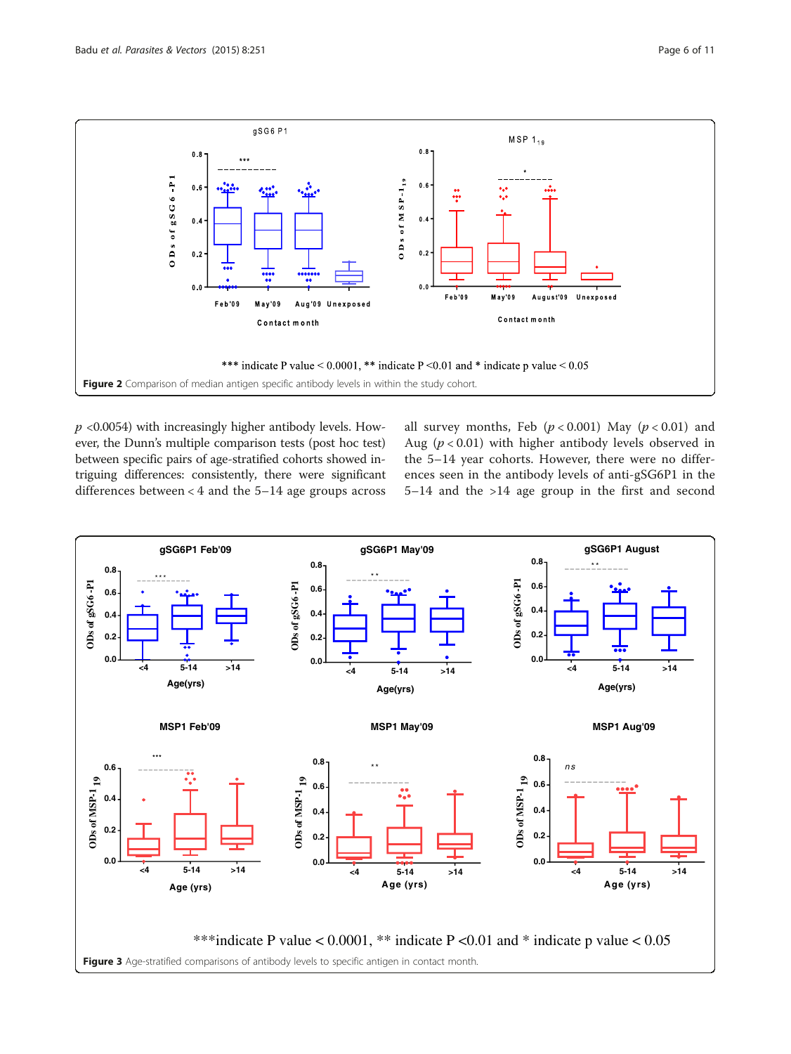*** indicate P value < 0.0001, ** indicate P <0.01 and * indicate p value < 0.05

**Figure 2** Comparison of median antigen specific antibody levels in within the study cohort.

$p$ <0.0054) with increasingly higher antibody levels. However, the Dunn's multiple comparison tests (post hoc test) between specific pairs of age-stratified cohorts showed intriguing differences: consistently, there were significant differences between < 4 and the 5–14 age groups across all survey months, Feb ($p < 0.001$) May ($p < 0.01$) and Aug ($p < 0.01$) with higher antibody levels observed in the 5–14 year cohorts. However, there were no differences seen in the antibody levels of anti-gSG6P1 in the 5–14 and the >14 age group in the first and second

***indicate P value < 0.0001, ** indicate P <0.01 and * indicate p value < 0.05

**Figure 3** Age-stratified comparisons of antibody levels to specific antigen in contact month.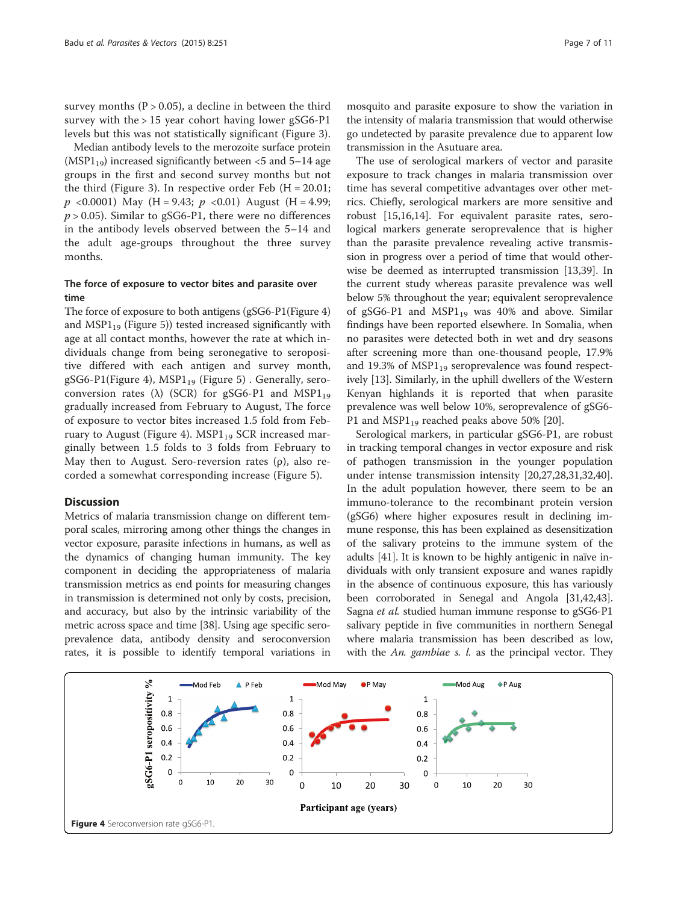survey months (P > 0.05), a decline in between the third survey with the > 15 year cohort having lower gSG6-P1 levels but this was not statistically significant (Figure 3).

Median antibody levels to the merozoite surface protein ($MSP1_{19}$) increased significantly between <5 and 5–14 age groups in the first and second survey months but not the third (Figure 3). In respective order Feb (H = 20.01; $p$ <0.0001) May (H = 9.43; $p$ <0.01) August (H = 4.99; $p$ > 0.05). Similar to gSG6-P1, there were no differences in the antibody levels observed between the 5–14 and the adult age-groups throughout the three survey months.

### The force of exposure to vector bites and parasite over time

The force of exposure to both antigens (gSG6-P1(Figure 4) and $MSP1_{19}$ (Figure 5)) tested increased significantly with age at all contact months, however the rate at which individuals change from being seronegative to seropositive differed with each antigen and survey month, gSG6-P1(Figure 4), $MSP1_{19}$ (Figure 5) . Generally, seroconversion rates (λ) (SCR) for gSG6-P1 and $MSP1_{19}$ gradually increased from February to August, The force of exposure to vector bites increased 1.5 fold from February to August (Figure 4). $MSP1_{19}$ SCR increased marginally between 1.5 folds to 3 folds from February to May then to August. Sero-reversion rates (ρ), also recorded a somewhat corresponding increase (Figure 5).

## Discussion

Metrics of malaria transmission change on different temporal scales, mirroring among other things the changes in vector exposure, parasite infections in humans, as well as the dynamics of changing human immunity. The key component in deciding the appropriateness of malaria transmission metrics as end points for measuring changes in transmission is determined not only by costs, precision, and accuracy, but also by the intrinsic variability of the metric across space and time [38]. Using age specific seroprevalence data, antibody density and seroconversion rates, it is possible to identify temporal variations in mosquito and parasite exposure to show the variation in the intensity of malaria transmission that would otherwise go undetected by parasite prevalence due to apparent low transmission in the Asutuare area.

The use of serological markers of vector and parasite exposure to track changes in malaria transmission over time has several competitive advantages over other metrics. Chiefly, serological markers are more sensitive and robust [15,16,14]. For equivalent parasite rates, serological markers generate seroprevalence that is higher than the parasite prevalence revealing active transmission in progress over a period of time that would otherwise be deemed as interrupted transmission [13,39]. In the current study whereas parasite prevalence was well below 5% throughout the year; equivalent seroprevalence of gSG6-P1 and $MSP1_{19}$ was 40% and above. Similar findings have been reported elsewhere. In Somalia, when no parasites were detected both in wet and dry seasons after screening more than one-thousand people, 17.9% and 19.3% of $MSP1_{19}$ seroprevalence was found respectively [13]. Similarly, in the uphill dwellers of the Western Kenyan highlands it is reported that when parasite prevalence was well below 10%, seroprevalence of gSG6-P1 and $MSP1_{19}$ reached peaks above 50% [20].

Serological markers, in particular gSG6-P1, are robust in tracking temporal changes in vector exposure and risk of pathogen transmission in the younger population under intense transmission intensity [20,27,28,31,32,40]. In the adult population however, there seem to be an immuno-tolerance to the recombinant protein version (gSG6) where higher exposures result in declining immune response, this has been explained as desensitization of the salivary proteins to the immune system of the adults [41]. It is known to be highly antigenic in naïve individuals with only transient exposure and wanes rapidly in the absence of continuous exposure, this has variously been corroborated in Senegal and Angola [31,42,43]. Sagna *et al.* studied human immune response to gSG6-P1 salivary peptide in five communities in northern Senegal where malaria transmission has been described as low, with the *An. gambiae s. l.* as the principal vector. They

**Figure 4** Seroconversion rate gSG6-P1.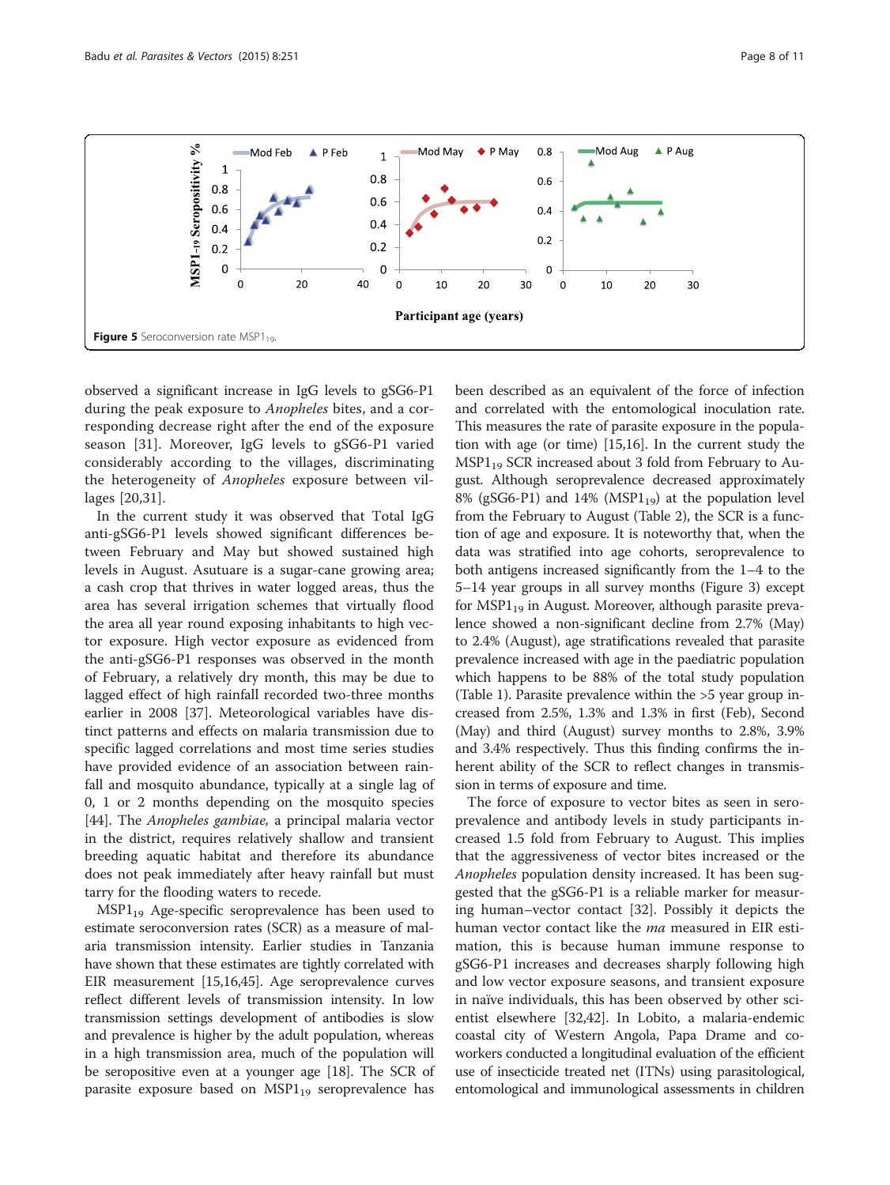Figure 5 Seroconversion rate $MSP1_{19}$.

observed a significant increase in IgG levels to gSG6-P1 during the peak exposure to *Anopheles* bites, and a corresponding decrease right after the end of the exposure season [31]. Moreover, IgG levels to gSG6-P1 varied considerably according to the villages, discriminating the heterogeneity of *Anopheles* exposure between villages [20,31].

In the current study it was observed that Total IgG anti-gSG6-P1 levels showed significant differences between February and May but showed sustained high levels in August. Asutuare is a sugar-cane growing area; a cash crop that thrives in water logged areas, thus the area has several irrigation schemes that virtually flood the area all year round exposing inhabitants to high vector exposure. High vector exposure as evidenced from the anti-gSG6-P1 responses was observed in the month of February, a relatively dry month, this may be due to lagged effect of high rainfall recorded two-three months earlier in 2008 [37]. Meteorological variables have distinct patterns and effects on malaria transmission due to specific lagged correlations and most time series studies have provided evidence of an association between rainfall and mosquito abundance, typically at a single lag of 0, 1 or 2 months depending on the mosquito species [44]. The *Anopheles gambiae,* a principal malaria vector in the district, requires relatively shallow and transient breeding aquatic habitat and therefore its abundance does not peak immediately after heavy rainfall but must tarry for the flooding waters to recede.

$MSP1_{19}$ Age-specific seroprevalence has been used to estimate seroconversion rates (SCR) as a measure of malaria transmission intensity. Earlier studies in Tanzania have shown that these estimates are tightly correlated with EIR measurement [15,16,45]. Age seroprevalence curves reflect different levels of transmission intensity. In low transmission settings development of antibodies is slow and prevalence is higher by the adult population, whereas in a high transmission area, much of the population will be seropositive even at a younger age [18]. The SCR of parasite exposure based on $MSP1_{19}$ seroprevalence has been described as an equivalent of the force of infection and correlated with the entomological inoculation rate. This measures the rate of parasite exposure in the population with age (or time) [15,16]. In the current study the $MSP1_{19}$ SCR increased about 3 fold from February to August. Although seroprevalence decreased approximately 8% (gSG6-P1) and 14% ($MSP1_{19}$) at the population level from the February to August (Table 2), the SCR is a function of age and exposure. It is noteworthy that, when the data was stratified into age cohorts, seroprevalence to both antigens increased significantly from the 1–4 to the 5–14 year groups in all survey months (Figure 3) except for $MSP1_{19}$ in August. Moreover, although parasite prevalence showed a non-significant decline from 2.7% (May) to 2.4% (August), age stratifications revealed that parasite prevalence increased with age in the paediatric population which happens to be 88% of the total study population (Table 1). Parasite prevalence within the >5 year group increased from 2.5%, 1.3% and 1.3% in first (Feb), Second (May) and third (August) survey months to 2.8%, 3.9% and 3.4% respectively. Thus this finding confirms the inherent ability of the SCR to reflect changes in transmission in terms of exposure and time.

The force of exposure to vector bites as seen in seroprevalence and antibody levels in study participants increased 1.5 fold from February to August. This implies that the aggressiveness of vector bites increased or the *Anopheles* population density increased. It has been suggested that the gSG6-P1 is a reliable marker for measuring human–vector contact [32]. Possibly it depicts the human vector contact like the *ma* measured in EIR estimation, this is because human immune response to gSG6-P1 increases and decreases sharply following high and low vector exposure seasons, and transient exposure in naïve individuals, this has been observed by other scientist elsewhere [32,42]. In Lobito, a malaria-endemic coastal city of Western Angola, Papa Drame and coworkers conducted a longitudinal evaluation of the efficient use of insecticide treated net (ITNs) using parasitological, entomological and immunological assessments in children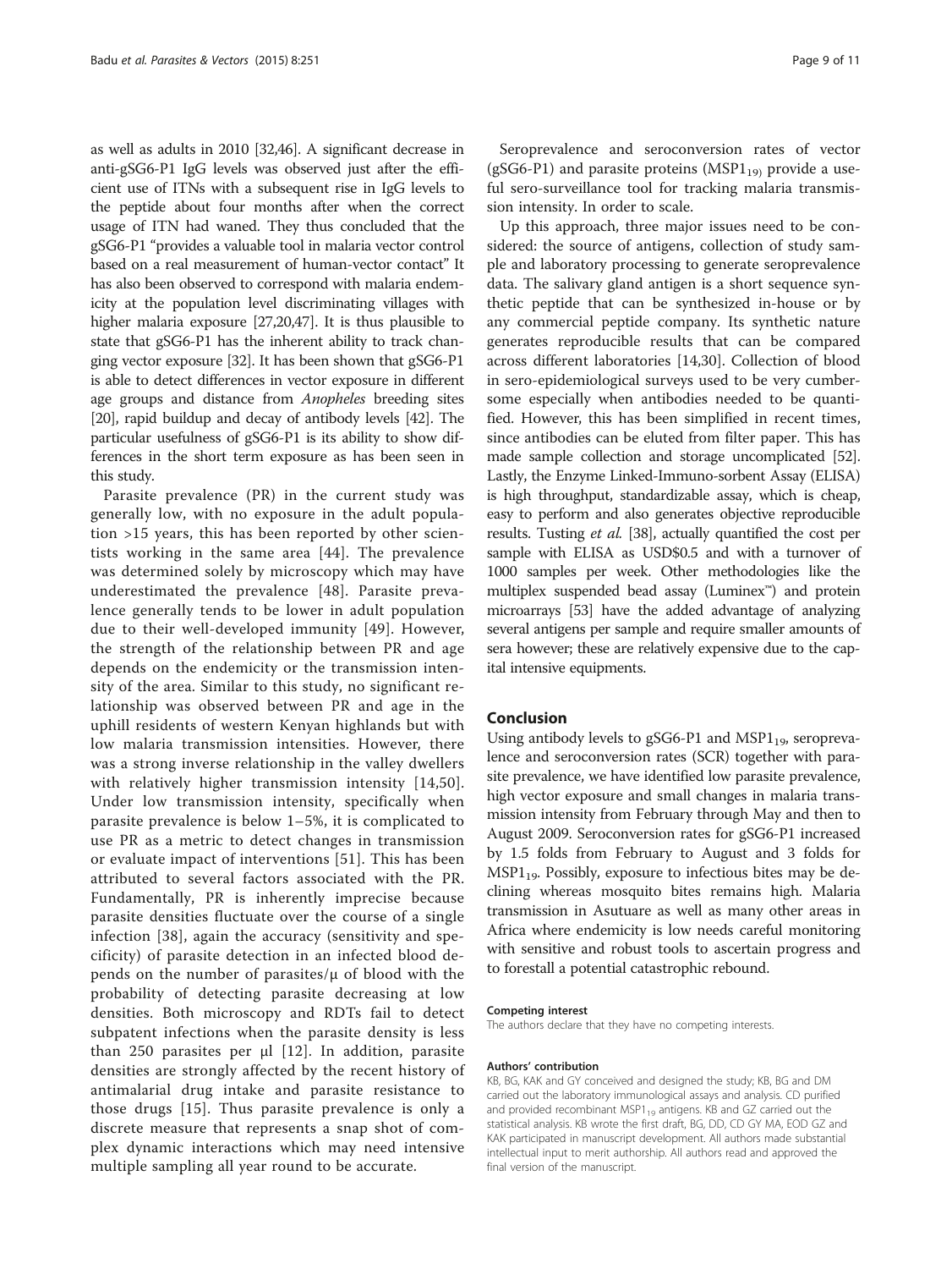as well as adults in 2010 [32,46]. A significant decrease in anti-gSG6-P1 IgG levels was observed just after the efficient use of ITNs with a subsequent rise in IgG levels to the peptide about four months after when the correct usage of ITN had waned. They thus concluded that the gSG6-P1 "provides a valuable tool in malaria vector control based on a real measurement of human-vector contact" It has also been observed to correspond with malaria endemicity at the population level discriminating villages with higher malaria exposure [27,20,47]. It is thus plausible to state that gSG6-P1 has the inherent ability to track changing vector exposure [32]. It has been shown that gSG6-P1 is able to detect differences in vector exposure in different age groups and distance from *Anopheles* breeding sites [20], rapid buildup and decay of antibody levels [42]. The particular usefulness of gSG6-P1 is its ability to show differences in the short term exposure as has been seen in this study.

Parasite prevalence (PR) in the current study was generally low, with no exposure in the adult population >15 years, this has been reported by other scientists working in the same area [44]. The prevalence was determined solely by microscopy which may have underestimated the prevalence [48]. Parasite prevalence generally tends to be lower in adult population due to their well-developed immunity [49]. However, the strength of the relationship between PR and age depends on the endemicity or the transmission intensity of the area. Similar to this study, no significant relationship was observed between PR and age in the uphill residents of western Kenyan highlands but with low malaria transmission intensities. However, there was a strong inverse relationship in the valley dwellers with relatively higher transmission intensity [14,50]. Under low transmission intensity, specifically when parasite prevalence is below 1–5%, it is complicated to use PR as a metric to detect changes in transmission or evaluate impact of interventions [51]. This has been attributed to several factors associated with the PR. Fundamentally, PR is inherently imprecise because parasite densities fluctuate over the course of a single infection [38], again the accuracy (sensitivity and specificity) of parasite detection in an infected blood depends on the number of parasites/μ of blood with the probability of detecting parasite decreasing at low densities. Both microscopy and RDTs fail to detect subpatent infections when the parasite density is less than 250 parasites per μl [12]. In addition, parasite densities are strongly affected by the recent history of antimalarial drug intake and parasite resistance to those drugs [15]. Thus parasite prevalence is only a discrete measure that represents a snap shot of complex dynamic interactions which may need intensive multiple sampling all year round to be accurate.

Seroprevalence and seroconversion rates of vector (gSG6-P1) and parasite proteins ($MSP1_{19}$) provide a useful sero-surveillance tool for tracking malaria transmission intensity. In order to scale.

Up this approach, three major issues need to be considered: the source of antigens, collection of study sample and laboratory processing to generate seroprevalence data. The salivary gland antigen is a short sequence synthetic peptide that can be synthesized in-house or by any commercial peptide company. Its synthetic nature generates reproducible results that can be compared across different laboratories [14,30]. Collection of blood in sero-epidemiological surveys used to be very cumbersome especially when antibodies needed to be quantified. However, this has been simplified in recent times, since antibodies can be eluted from filter paper. This has made sample collection and storage uncomplicated [52]. Lastly, the Enzyme Linked-Immuno-sorbent Assay (ELISA) is high throughput, standardizable assay, which is cheap, easy to perform and also generates objective reproducible results. Tusting *et al.* [38], actually quantified the cost per sample with ELISA as USD$0.5 and with a turnover of 1000 samples per week. Other methodologies like the multiplex suspended bead assay (Luminex™) and protein microarrays [53] have the added advantage of analyzing several antigens per sample and require smaller amounts of sera however; these are relatively expensive due to the capital intensive equipments.

## Conclusion

Using antibody levels to gSG6-P1 and $MSP1_{19}$, seroprevalence and seroconversion rates (SCR) together with parasite prevalence, we have identified low parasite prevalence, high vector exposure and small changes in malaria transmission intensity from February through May and then to August 2009. Seroconversion rates for gSG6-P1 increased by 1.5 folds from February to August and 3 folds for $MSP1_{19}$. Possibly, exposure to infectious bites may be declining whereas mosquito bites remains high. Malaria transmission in Asutuare as well as many other areas in Africa where endemicity is low needs careful monitoring with sensitive and robust tools to ascertain progress and to forestall a potential catastrophic rebound.

#### Competing interest

The authors declare that they have no competing interests.

#### Authors' contribution

KB, BG, KAK and GY conceived and designed the study; KB, BG and DM carried out the laboratory immunological assays and analysis. CD purified and provided recombinant $MSP1_{19}$ antigens. KB and GZ carried out the statistical analysis. KB wrote the first draft, BG, DD, CD GY MA, EOD GZ and KAK participated in manuscript development. All authors made substantial intellectual input to merit authorship. All authors read and approved the final version of the manuscript.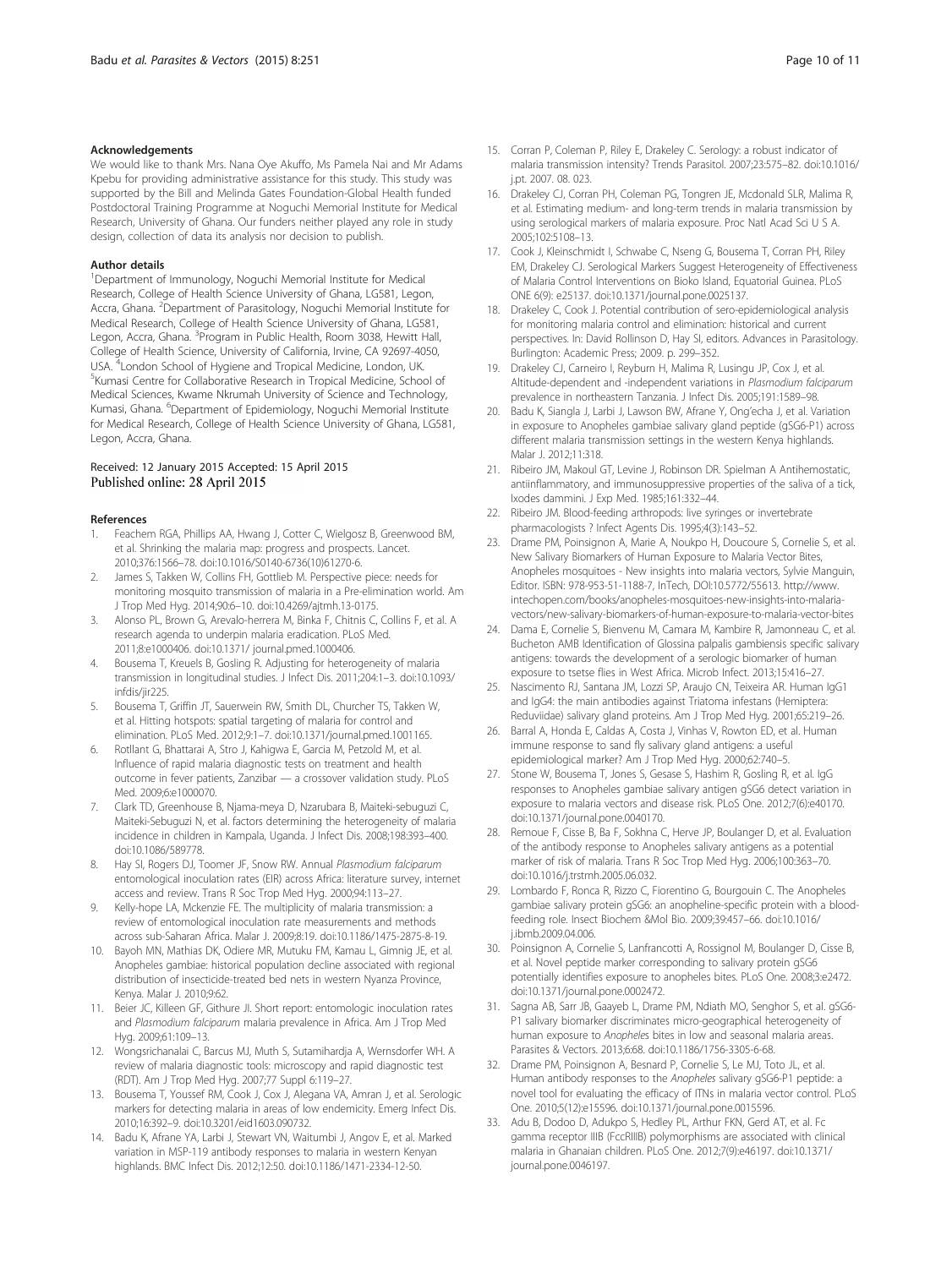## Acknowledgements

We would like to thank Mrs. Nana Oye Akuffo, Ms Pamela Nai and Mr Adams Kpebu for providing administrative assistance for this study. This study was supported by the Bill and Melinda Gates Foundation-Global Health funded Postdoctoral Training Programme at Noguchi Memorial Institute for Medical Research, University of Ghana. Our funders neither played any role in study design, collection of data its analysis nor decision to publish.

## Author details

[1]Department of Immunology, Noguchi Memorial Institute for Medical Research, College of Health Science University of Ghana, LG581, Legon, Accra, Ghana. [2]Department of Parasitology, Noguchi Memorial Institute for Medical Research, College of Health Science University of Ghana, LG581, Legon, Accra, Ghana. [3]Program in Public Health, Room 3038, Hewitt Hall, College of Health Science, University of California, Irvine, CA 92697-4050, USA. [4]London School of Hygiene and Tropical Medicine, London, UK. [5]Kumasi Centre for Collaborative Research in Tropical Medicine, School of Medical Sciences, Kwame Nkrumah University of Science and Technology, Kumasi, Ghana. [6]Department of Epidemiology, Noguchi Memorial Institute for Medical Research, College of Health Science University of Ghana, LG581, Legon, Accra, Ghana.

Received: 12 January 2015 Accepted: 15 April 2015
Published online: 28 April 2015

## References

1. Feachem RGA, Phillips AA, Hwang J, Cotter C, Wielgosz B, Greenwood BM, et al. Shrinking the malaria map: progress and prospects. Lancet. 2010;376:1566–78. doi:10.1016/S0140-6736(10)61270-6.
2. James S, Takken W, Collins FH, Gottlieb M. Perspective piece: needs for monitoring mosquito transmission of malaria in a Pre-elimination world. Am J Trop Med Hyg. 2014;90:6–10. doi:10.4269/ajtmh.13-0175.
3. Alonso PL, Brown G, Arevalo-herrera M, Binka F, Chitnis C, Collins F, et al. A research agenda to underpin malaria eradication. PLoS Med. 2011;8:e1000406. doi:10.1371/ journal.pmed.1000406.
4. Bousema T, Kreuels B, Gosling R. Adjusting for heterogeneity of malaria transmission in longitudinal studies. J Infect Dis. 2011;204:1–3. doi:10.1093/ infdis/jir225.
5. Bousema T, Griffin JT, Sauerwein RW, Smith DL, Churcher TS, Takken W, et al. Hitting hotspots: spatial targeting of malaria for control and elimination. PLoS Med. 2012;9:1–7. doi:10.1371/journal.pmed.1001165.
6. Rotllant G, Bhattarai A, Stro J, Kahigwa E, Garcia M, Petzold M, et al. Influence of rapid malaria diagnostic tests on treatment and health outcome in fever patients, Zanzibar — a crossover validation study. PLoS Med. 2009;6:e1000070.
7. Clark TD, Greenhouse B, Njama-meya D, Nzarubara B, Maiteki-sebuguzi C, Maiteki-Sebuguzi N, et al. factors determining the heterogeneity of malaria incidence in children in Kampala, Uganda. J Infect Dis. 2008;198:393–400. doi:10.1086/589778.
8. Hay SI, Rogers DJ, Toomer JF, Snow RW. Annual *Plasmodium falciparum* entomological inoculation rates (EIR) across Africa: literature survey, internet access and review. Trans R Soc Trop Med Hyg. 2000;94:113–27.
9. Kelly-hope LA, Mckenzie FE. The multiplicity of malaria transmission: a review of entomological inoculation rate measurements and methods across sub-Saharan Africa. Malar J. 2009;8:19. doi:10.1186/1475-2875-8-19.
10. Bayoh MN, Mathias DK, Odiere MR, Mutuku FM, Kamau L, Gimnig JE, et al. Anopheles gambiae: historical population decline associated with regional distribution of insecticide-treated bed nets in western Nyanza Province, Kenya. Malar J. 2010;9:62.
11. Beier JC, Killeen GF, Githure JI. Short report: entomologic inoculation rates and *Plasmodium falciparum* malaria prevalence in Africa. Am J Trop Med Hyg. 2009;61:109–13.
12. Wongsrichanalai C, Barcus MJ, Muth S, Sutamihardja A, Wernsdorfer WH. A review of malaria diagnostic tools: microscopy and rapid diagnostic test (RDT). Am J Trop Med Hyg. 2007;77 Suppl 6:119–27.
13. Bousema T, Youssef RM, Cook J, Cox J, Alegana VA, Amran J, et al. Serologic markers for detecting malaria in areas of low endemicity. Emerg Infect Dis. 2010;16:392–9. doi:10.3201/eid1603.090732.
14. Badu K, Afrane YA, Larbi J, Stewart VN, Waitumbi J, Angov E, et al. Marked variation in MSP-119 antibody responses to malaria in western Kenyan highlands. BMC Infect Dis. 2012;12:50. doi:10.1186/1471-2334-12-50.
15. Corran P, Coleman P, Riley E, Drakeley C. Serology: a robust indicator of malaria transmission intensity? Trends Parasitol. 2007;23:575–82. doi:10.1016/ j.pt. 2007. 08. 023.
16. Drakeley CJ, Corran PH, Coleman PG, Tongren JE, Mcdonald SLR, Malima R, et al. Estimating medium- and long-term trends in malaria transmission by using serological markers of malaria exposure. Proc Natl Acad Sci U S A. 2005;102:5108–13.
17. Cook J, Kleinschmidt I, Schwabe C, Nseng G, Bousema T, Corran PH, Riley EM, Drakeley CJ. Serological Markers Suggest Heterogeneity of Effectiveness of Malaria Control Interventions on Bioko Island, Equatorial Guinea. PLoS ONE 6(9): e25137. doi:10.1371/journal.pone.0025137.
18. Drakeley C, Cook J. Potential contribution of sero-epidemiological analysis for monitoring malaria control and elimination: historical and current perspectives. In: David Rollinson D, Hay SI, editors. Advances in Parasitology. Burlington: Academic Press; 2009. p. 299–352.
19. Drakeley CJ, Carneiro I, Reyburn H, Malima R, Lusingu JP, Cox J, et al. Altitude-dependent and -independent variations in *Plasmodium falciparum* prevalence in northeastern Tanzania. J Infect Dis. 2005;191:1589–98.
20. Badu K, Siangla J, Larbi J, Lawson BW, Afrane Y, Ong'echa J, et al. Variation in exposure to Anopheles gambiae salivary gland peptide (gSG6-P1) across different malaria transmission settings in the western Kenya highlands. Malar J. 2012;11:318.
21. Ribeiro JM, Makoul GT, Levine J, Robinson DR. Spielman A Antihemostatic, antiinflammatory, and immunosuppressive properties of the saliva of a tick, Ixodes dammini. J Exp Med. 1985;161:332–44.
22. Ribeiro JM. Blood-feeding arthropods: live syringes or invertebrate pharmacologists ? Infect Agents Dis. 1995;4(3):143–52.
23. Drame PM, Poinsignon A, Marie A, Noukpo H, Doucoure S, Cornelie S, et al. New Salivary Biomarkers of Human Exposure to Malaria Vector Bites, Anopheles mosquitoes - New insights into malaria vectors, Sylvie Manguin, Editor. ISBN: 978-953-51-1188-7, InTech, DOI:10.5772/55613. http://www.intechopen.com/books/anopheles-mosquitoes-new-insights-into-malaria-vectors/new-salivary-biomarkers-of-human-exposure-to-malaria-vector-bites
24. Dama E, Cornelie S, Bienvenu M, Camara M, Kambire R, Jamonneau C, et al. Bucheton AMB Identification of Glossina palpalis gambiensis specific salivary antigens: towards the development of a serologic biomarker of human exposure to tsetse flies in West Africa. Microb Infect. 2013;15:416–27.
25. Nascimento RJ, Santana JM, Lozzi SP, Araujo CN, Teixeira AR. Human IgG1 and IgG4: the main antibodies against Triatoma infestans (Hemiptera: Reduviidae) salivary gland proteins. Am J Trop Med Hyg. 2001;65:219–26.
26. Barral A, Honda E, Caldas A, Costa J, Vinhas V, Rowton ED, et al. Human immune response to sand fly salivary gland antigens: a useful epidemiological marker? Am J Trop Med Hyg. 2000;62:740–5.
27. Stone W, Bousema T, Jones S, Gesase S, Hashim R, Gosling R, et al. IgG responses to Anopheles gambiae salivary antigen gSG6 detect variation in exposure to malaria vectors and disease risk. PLoS One. 2012;7(6):e40170. doi:10.1371/journal.pone.0040170.
28. Remoue F, Cisse B, Ba F, Sokhna C, Herve JP, Boulanger D, et al. Evaluation of the antibody response to Anopheles salivary antigens as a potential marker of risk of malaria. Trans R Soc Trop Med Hyg. 2006;100:363–70. doi:10.1016/j.trstmh.2005.06.032.
29. Lombardo F, Ronca R, Rizzo C, Fiorentino G, Bourgouin C. The Anopheles gambiae salivary protein gSG6: an anopheline-specific protein with a blood-feeding role. Insect Biochem &Mol Bio. 2009;39:457–66. doi:10.1016/ j.ibmb.2009.04.006.
30. Poinsignon A, Cornelie S, Lanfrancotti A, Rossignol M, Boulanger D, Cisse B, et al. Novel peptide marker corresponding to salivary protein gSG6 potentially identifies exposure to anopheles bites. PLoS One. 2008;3:e2472. doi:10.1371/journal.pone.0002472.
31. Sagna AB, Sarr JB, Gaayeb L, Drame PM, Ndiath MO, Senghor S, et al. gSG6-P1 salivary biomarker discriminates micro-geographical heterogeneity of human exposure to *Anopheles* bites in low and seasonal malaria areas. Parasites & Vectors. 2013;6:68. doi:10.1186/1756-3305-6-68.
32. Drame PM, Poinsignon A, Besnard P, Cornelie S, Le MJ, Toto JL, et al. Human antibody responses to the *Anopheles* salivary gSG6-P1 peptide: a novel tool for evaluating the efficacy of ITNs in malaria vector control. PLoS One. 2010;5(12):e15596. doi:10.1371/journal.pone.0015596.
33. Adu B, Dodoo D, Adukpo S, Hedley PL, Arthur FKN, Gerd AT, et al. Fc gamma receptor IIIB (FcγRIIIB) polymorphisms are associated with clinical malaria in Ghanaian children. PLoS One. 2012;7(9):e46197. doi:10.1371/ journal.pone.0046197.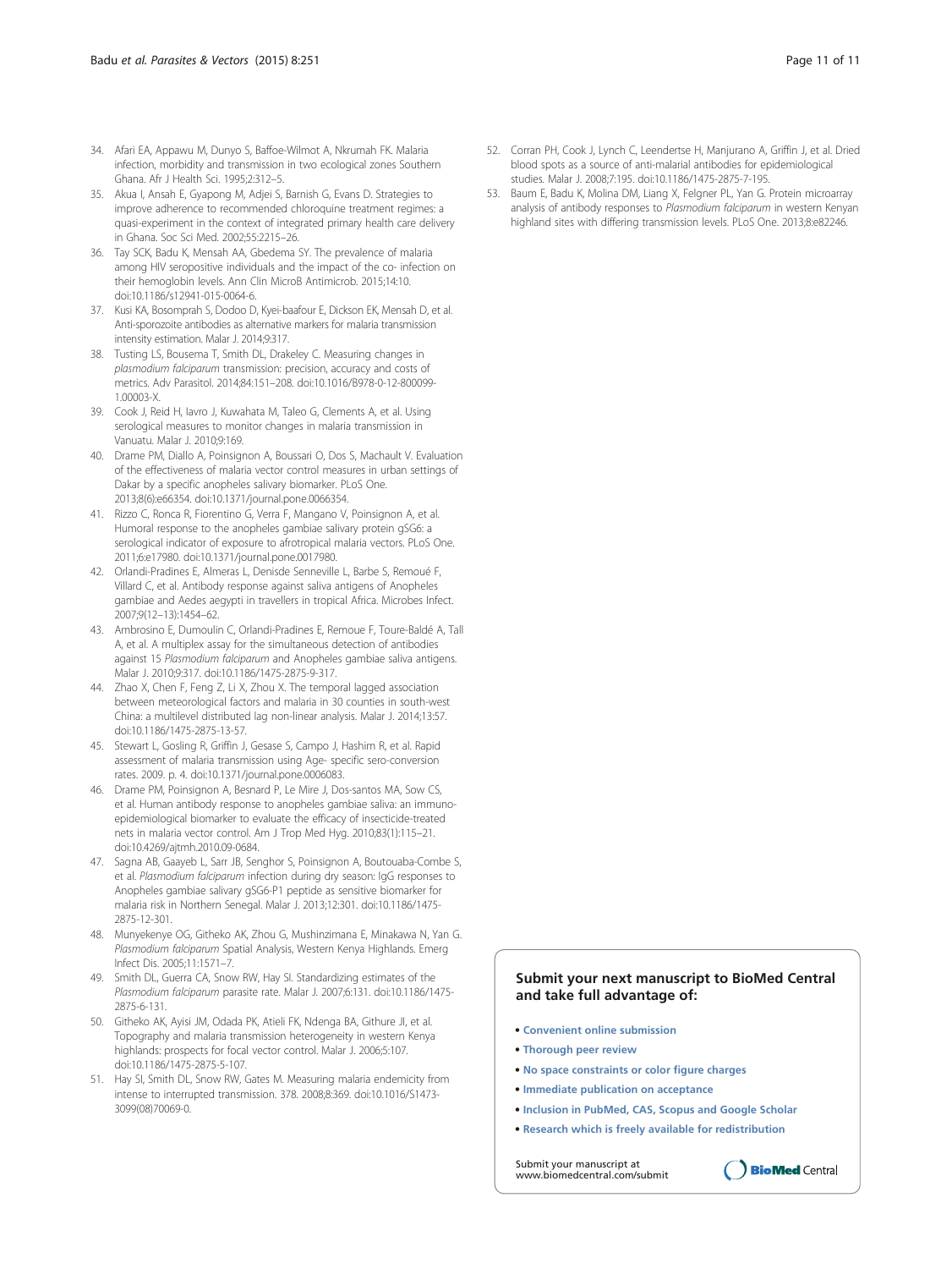34. Afari EA, Appawu M, Dunyo S, Baffoe-Wilmot A, Nkrumah FK. Malaria infection, morbidity and transmission in two ecological zones Southern Ghana. Afr J Health Sci. 1995;2:312–5.
35. Akua I, Ansah E, Gyapong M, Adjei S, Barnish G, Evans D. Strategies to improve adherence to recommended chloroquine treatment regimes: a quasi-experiment in the context of integrated primary health care delivery in Ghana. Soc Sci Med. 2002;55:2215–26.
36. Tay SCK, Badu K, Mensah AA, Gbedema SY. The prevalence of malaria among HIV seropositive individuals and the impact of the co- infection on their hemoglobin levels. Ann Clin MicroB Antimicrob. 2015;14:10. doi:10.1186/s12941-015-0064-6.
37. Kusi KA, Bosomprah S, Dodoo D, Kyei-baafour E, Dickson EK, Mensah D, et al. Anti-sporozoite antibodies as alternative markers for malaria transmission intensity estimation. Malar J. 2014;9:317.
38. Tusting LS, Bousema T, Smith DL, Drakeley C. Measuring changes in *plasmodium falciparum* transmission: precision, accuracy and costs of metrics. Adv Parasitol. 2014;84:151–208. doi:10.1016/B978-0-12-800099-1.00003-X.
39. Cook J, Reid H, Iavro J, Kuwahata M, Taleo G, Clements A, et al. Using serological measures to monitor changes in malaria transmission in Vanuatu. Malar J. 2010;9:169.
40. Drame PM, Diallo A, Poinsignon A, Boussari O, Dos S, Machault V. Evaluation of the effectiveness of malaria vector control measures in urban settings of Dakar by a specific anopheles salivary biomarker. PLoS One. 2013;8(6):e66354. doi:10.1371/journal.pone.0066354.
41. Rizzo C, Ronca R, Fiorentino G, Verra F, Mangano V, Poinsignon A, et al. Humoral response to the anopheles gambiae salivary protein gSG6: a serological indicator of exposure to afrotropical malaria vectors. PLoS One. 2011;6:e17980. doi:10.1371/journal.pone.0017980.
42. Orlandi-Pradines E, Almeras L, Denisde Senneville L, Barbe S, Remoué F, Villard C, et al. Antibody response against saliva antigens of Anopheles gambiae and Aedes aegypti in travellers in tropical Africa. Microbes Infect. 2007;9(12–13):1454–62.
43. Ambrosino E, Dumoulin C, Orlandi-Pradines E, Remoue F, Toure-Baldé A, Tall A, et al. A multiplex assay for the simultaneous detection of antibodies against 15 *Plasmodium falciparum* and Anopheles gambiae saliva antigens. Malar J. 2010;9:317. doi:10.1186/1475-2875-9-317.
44. Zhao X, Chen F, Feng Z, Li X, Zhou X. The temporal lagged association between meteorological factors and malaria in 30 counties in south-west China: a multilevel distributed lag non-linear analysis. Malar J. 2014;13:57. doi:10.1186/1475-2875-13-57.
45. Stewart L, Gosling R, Griffin J, Gesase S, Campo J, Hashim R, et al. Rapid assessment of malaria transmission using Age- specific sero-conversion rates. 2009. p. 4. doi:10.1371/journal.pone.0006083.
46. Drame PM, Poinsignon A, Besnard P, Le Mire J, Dos-santos MA, Sow CS, et al. Human antibody response to anopheles gambiae saliva: an immuno-epidemiological biomarker to evaluate the efficacy of insecticide-treated nets in malaria vector control. Am J Trop Med Hyg. 2010;83(1):115–21. doi:10.4269/ajtmh.2010.09-0684.
47. Sagna AB, Gaayeb L, Sarr JB, Senghor S, Poinsignon A, Boutouaba-Combe S, et al. *Plasmodium falciparum* infection during dry season: IgG responses to Anopheles gambiae salivary gSG6-P1 peptide as sensitive biomarker for malaria risk in Northern Senegal. Malar J. 2013;12:301. doi:10.1186/1475-2875-12-301.
48. Munyekenye OG, Githeko AK, Zhou G, Mushinzimana E, Minakawa N, Yan G. *Plasmodium falciparum* Spatial Analysis, Western Kenya Highlands. Emerg Infect Dis. 2005;11:1571–7.
49. Smith DL, Guerra CA, Snow RW, Hay SI. Standardizing estimates of the *Plasmodium falciparum* parasite rate. Malar J. 2007;6:131. doi:10.1186/1475-2875-6-131.
50. Githeko AK, Ayisi JM, Odada PK, Atieli FK, Ndenga BA, Githure JI, et al. Topography and malaria transmission heterogeneity in western Kenya highlands: prospects for focal vector control. Malar J. 2006;5:107. doi:10.1186/1475-2875-5-107.
51. Hay SI, Smith DL, Snow RW, Gates M. Measuring malaria endemicity from intense to interrupted transmission. 378. 2008;8:369. doi:10.1016/S1473-3099(08)70069-0.
52. Corran PH, Cook J, Lynch C, Leendertse H, Manjurano A, Griffin J, et al. Dried blood spots as a source of anti-malarial antibodies for epidemiological studies. Malar J. 2008;7:195. doi:10.1186/1475-2875-7-195.
53. Baum E, Badu K, Molina DM, Liang X, Felgner PL, Yan G. Protein microarray analysis of antibody responses to *Plasmodium falciparum* in western Kenyan highland sites with differing transmission levels. PLoS One. 2013;8:e82246.

**Submit your next manuscript to BioMed Central and take full advantage of:**

- **Convenient online submission**
- **Thorough peer review**
- **No space constraints or color figure charges**
- **Immediate publication on acceptance**
- **Inclusion in PubMed, CAS, Scopus and Google Scholar**
- **Research which is freely available for redistribution**

Submit your manuscript at www.biomedcentral.com/submit

BioMed Central